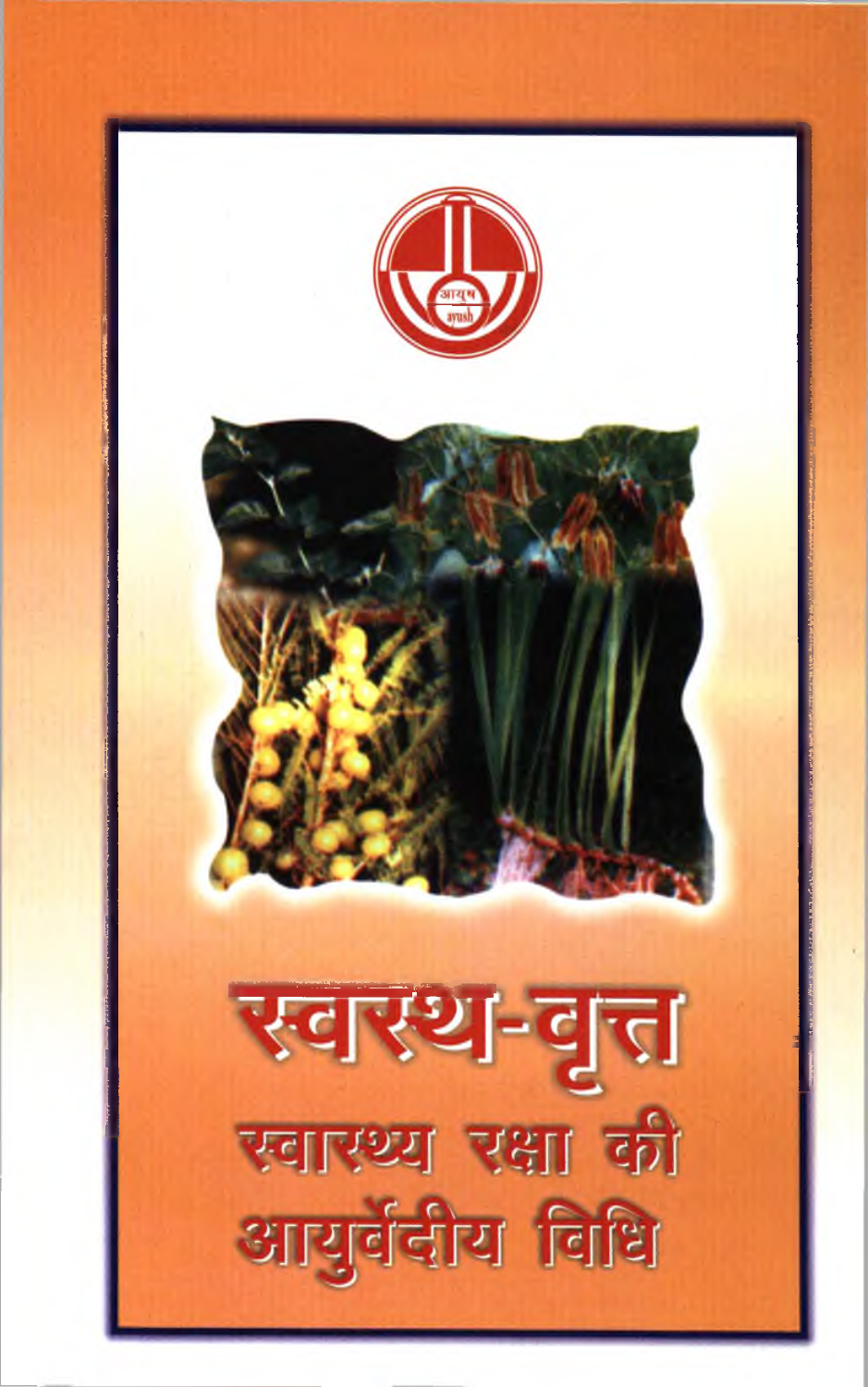आयुष
ayush

# स्वस्थ-वृत्त

## स्वास्थ्य रक्षा की आयुर्वेदीय विधि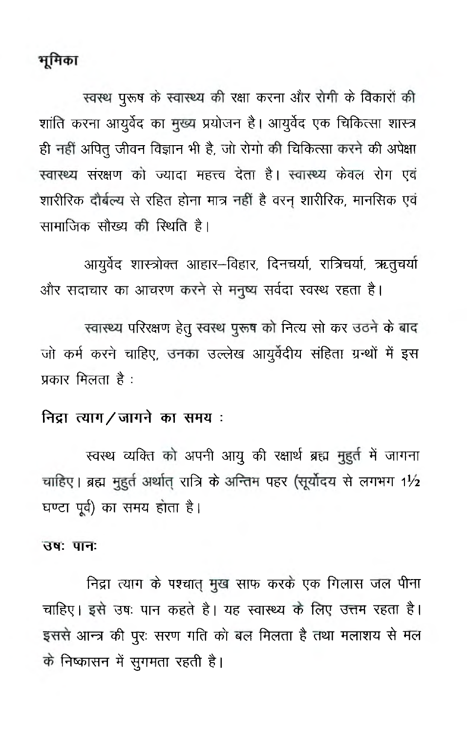## भूमिका

स्वस्थ पुरूष के स्वास्थ्य की रक्षा करना और रोगी के विकारों की शांति करना आयुर्वेद का मुख्य प्रयोजन है। आयुर्वेद एक चिकित्सा शास्त्र ही नहीं अपितु जीवन विज्ञान भी है, जो रोगों की चिकित्सा करने की अपेक्षा स्वास्थ्य संरक्षण को ज्यादा महत्त्व देता है। स्वास्थ्य केवल रोग एवं शारीरिक दौर्बल्य से रहित होना मात्र नहीं है वरन् शारीरिक, मानसिक एवं सामाजिक सौख्य की स्थिति है।

आयुर्वेद शास्त्रोक्त आहार–विहार, दिनचर्या, रात्रिचर्या, ऋतुचर्या और सदाचार का आचरण करने से मनुष्य सर्वदा स्वस्थ रहता है।

स्वास्थ्य परिरक्षण हेतु स्वस्थ पुरूष को नित्य सो कर उठने के बाद जो कर्म करने चाहिए, उनका उल्लेख आयुर्वेदीय संहिता ग्रन्थों में इस प्रकार मिलता है :

### निद्रा त्याग/जागने का समय :

स्वस्थ व्यक्ति को अपनी आयु की रक्षार्थ ब्रह्म मुहुर्त में जागना चाहिए। ब्रह्म मुहुर्त अर्थात् रात्रि के अन्तिम पहर (सूर्योदय से लगभग 1½ घण्टा पूर्व) का समय होता है।

### उषः पानः

निद्रा त्याग के पश्चात् मुख साफ करके एक गिलास जल पीना चाहिए। इसे उषः पान कहते है। यह स्वास्थ्य के लिए उत्तम रहता है। इससे आन्त्र की पुरः सरण गति को बल मिलता है तथा मलाशय से मल के निष्कासन में सुगमता रहती है।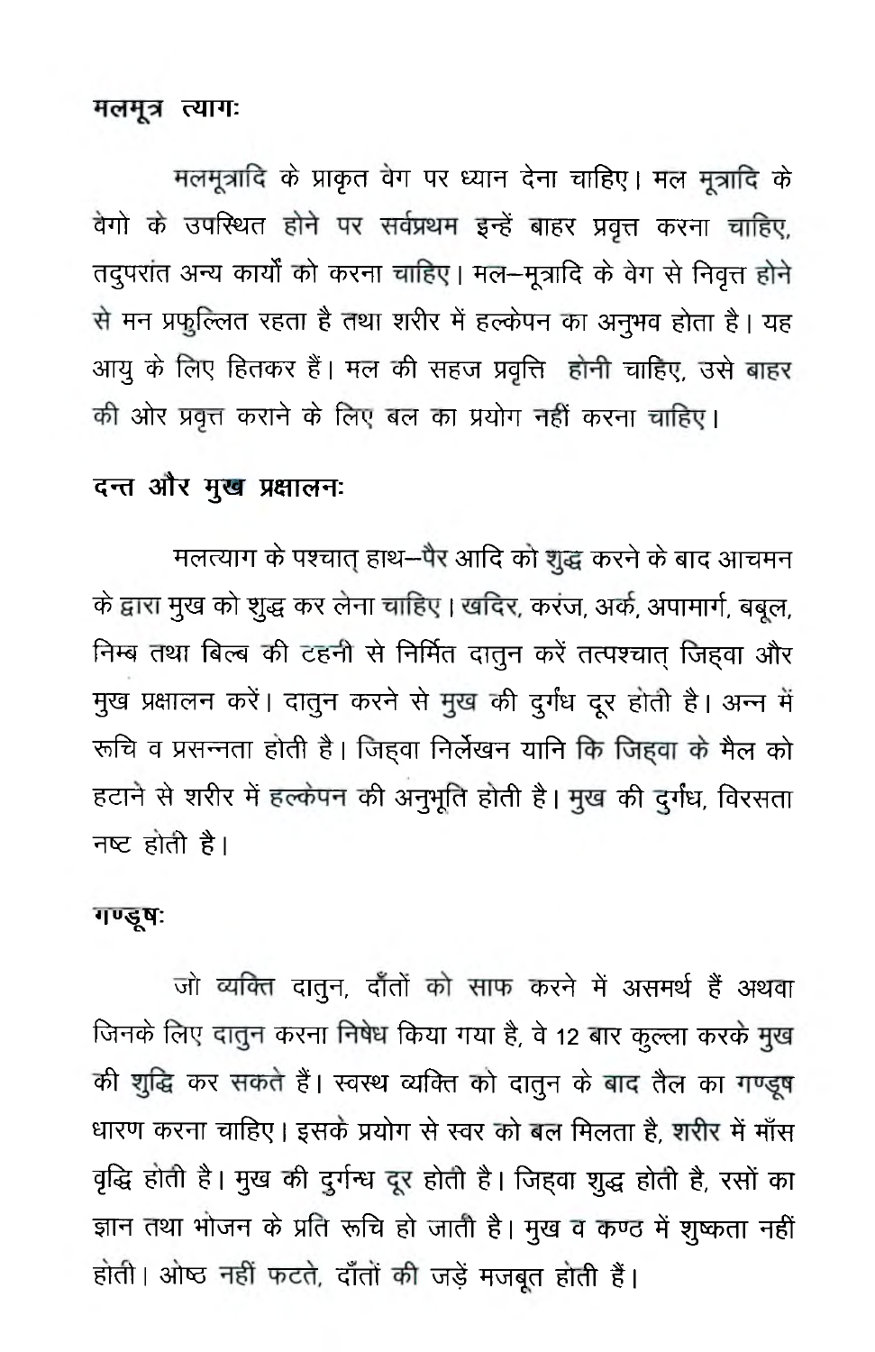**मलमूत्र त्यागः**

मलमूत्रादि के प्राकृत वेग पर ध्यान देना चाहिए। मल मूत्रादि के वेगो के उपस्थित होने पर सर्वप्रथम इन्हें बाहर प्रवृत्त करना चाहिए, तदुपरांत अन्य कार्यों को करना चाहिए। मल–मूत्रादि के वेग से निवृत्त होने से मन प्रफुल्लित रहता है तथा शरीर में हल्केपन का अनुभव होता है। यह आयु के लिए हितकर हैं। मल की सहज प्रवृत्ति होनी चाहिए, उसे बाहर की ओर प्रवृत्त कराने के लिए बल का प्रयोग नहीं करना चाहिए।

**दन्त और मुख प्रक्षालनः**

मलत्याग के पश्चात् हाथ–पैर आदि को शुद्ध करने के बाद आचमन के द्वारा मुख को शुद्ध कर लेना चाहिए। खदिर, करंज, अर्क, अपामार्ग, बबूल, निम्ब तथा बिल्व की टहनी से निर्मित दातुन करें तत्पश्चात् जिह्वा और मुख प्रक्षालन करें। दातुन करने से मुख की दुर्गंध दूर होती है। अन्न में रूचि व प्रसन्नता होती है। जिह्वा निर्लेखन यानि कि जिह्वा के मैल को हटाने से शरीर में हल्केपन की अनुभूति होती है। मुख की दुर्गंध, विरसता नष्ट होती है।

**गण्डूषः**

जो व्यक्ति दातुन, दाँतों को साफ करने में असमर्थ हैं अथवा जिनके लिए दातुन करना निषेध किया गया है, वे 12 बार कुल्ला करके मुख की शुद्धि कर सकते हैं। स्वस्थ व्यक्ति को दातुन के बाद तैल का गण्डूष धारण करना चाहिए। इसके प्रयोग से स्वर को बल मिलता है, शरीर में माँस वृद्धि होती है। मुख की दुर्गन्ध दूर होती है। जिह्वा शुद्ध होती है, रसों का ज्ञान तथा भोजन के प्रति रूचि हो जाती है। मुख व कण्ठ में शुष्कता नहीं होती। ओष्ठ नहीं फटते, दाँतों की जड़ें मजबूत होती हैं।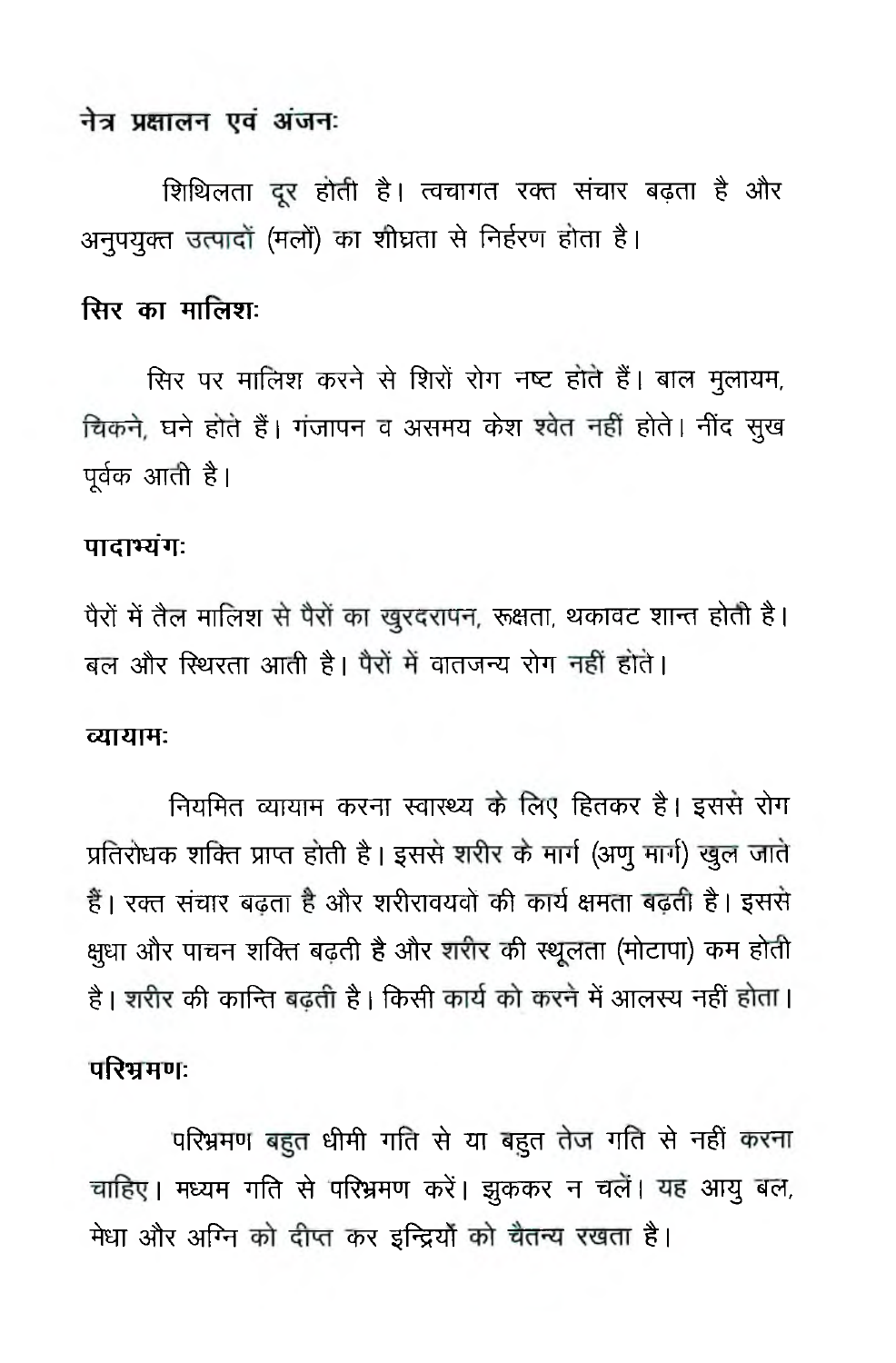**नेत्र प्रक्षालन एवं अंजनः**

शिथिलता दूर होती है। त्वचागत रक्त संचार बढ़ता है और अनुपयुक्त उत्पादों (मलों) का शीघ्रता से निर्हरण होता है।

**सिर का मालिशः**

सिर पर मालिश करने से शिरो रोग नष्ट होते हैं। बाल मुलायम, चिकने, घने होते हैं। गंजापन व असमय केश श्वेत नहीं होते। नींद सुख पूर्वक आती है।

**पादाभ्यंगः**

पैरों में तैल मालिश से पैरों का खुरदरापन, रूक्षता, थकावट शान्त होती है। बल और स्थिरता आती है। पैरों में वातजन्य रोग नहीं होते।

**व्यायामः**

नियमित व्यायाम करना स्वास्थ्य के लिए हितकर है। इससे रोग प्रतिरोधक शक्ति प्राप्त होती है। इससे शरीर के मार्ग (अणु मार्ग) खुल जाते हैं। रक्त संचार बढ़ता है और शरीरावयवो की कार्य क्षमता बढ़ती है। इससे क्षुधा और पाचन शक्ति बढ़ती है और शरीर की स्थूलता (मोटापा) कम होती है। शरीर की कान्ति बढ़ती है। किसी कार्य को करने में आलस्य नहीं होता।

**परिभ्रमणः**

परिभ्रमण बहुत धीमी गति से या बहुत तेज गति से नहीं करना चाहिए। मध्यम गति से परिभ्रमण करें। झुककर न चलें। यह आयु बल, मेधा और अग्नि को दीप्त कर इन्द्रियों को चैतन्य रखता है।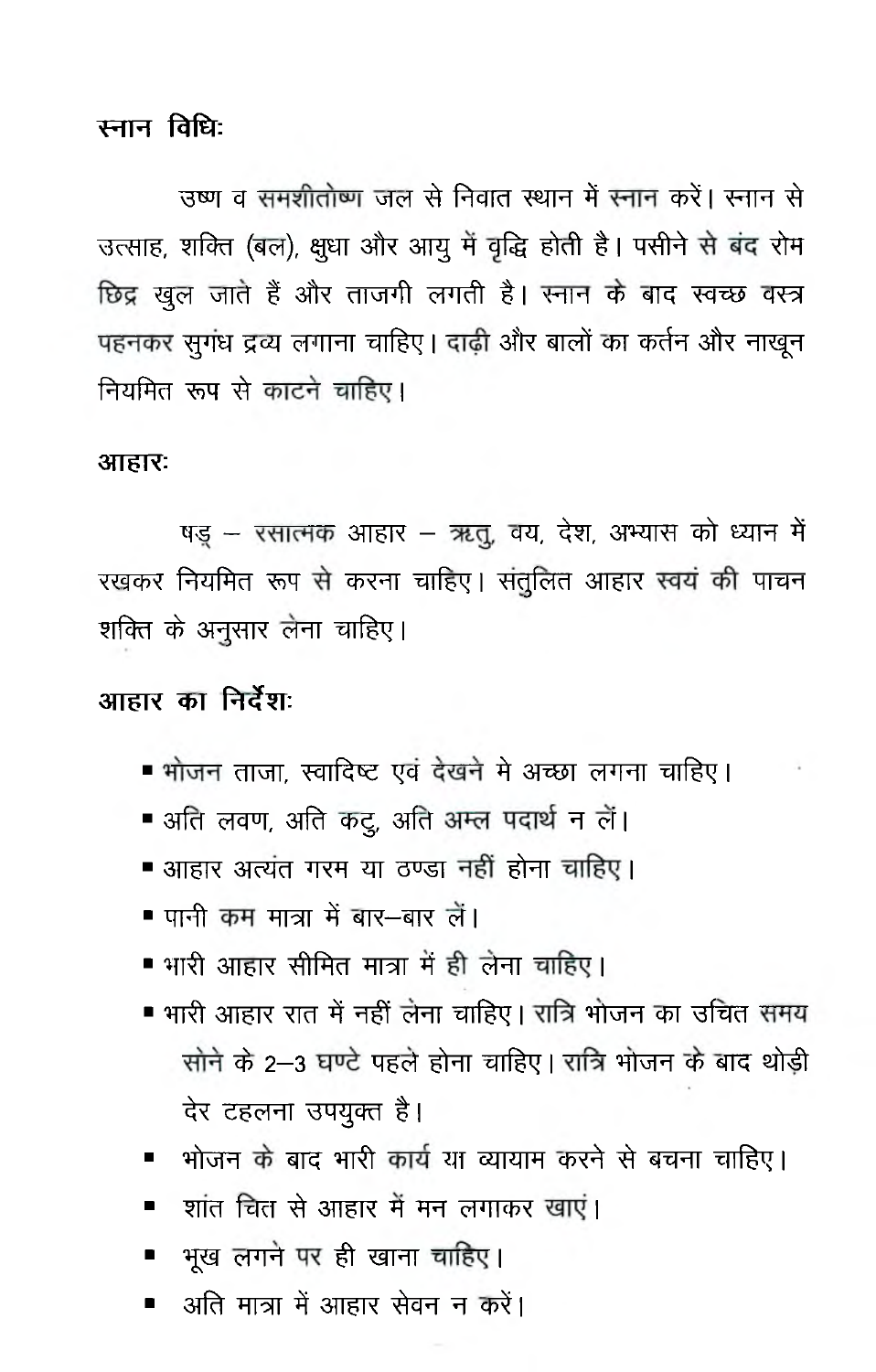**स्नान विधिः**

उष्ण व समशीतोष्ण जल से निवात स्थान में स्नान करें। स्नान से उत्साह, शक्ति (बल), क्षुधा और आयु में वृद्धि होती है। पसीने से बंद रोम छिद्र खुल जाते हैं और ताजगी लगती है। स्नान के बाद स्वच्छ वस्त्र पहनकर सुगंध द्रव्य लगाना चाहिए। दाढ़ी और बालों का कर्तन और नाखून नियमित रूप से काटने चाहिए।

**आहारः**

षड् – रसात्मक आहार – ऋतु, वय, देश, अभ्यास को ध्यान में रखकर नियमित रूप से करना चाहिए। संतुलित आहार स्वयं की पाचन शक्ति के अनुसार लेना चाहिए।

**आहार का निर्देशः**

- भोजन ताजा, स्वादिष्ट एवं देखने मे अच्छा लगना चाहिए।
- अति लवण, अति कटु, अति अम्ल पदार्थ न लें।
- आहार अत्यंत गरम या ठण्डा नहीं होना चाहिए।
- पानी कम मात्रा में बार–बार लें।
- भारी आहार सीमित मात्रा में ही लेना चाहिए।
- भारी आहार रात में नहीं लेना चाहिए। रात्रि भोजन का उचित समय सोने के 2–3 घण्टे पहले होना चाहिए। रात्रि भोजन के बाद थोड़ी देर टहलना उपयुक्त है।
- भोजन के बाद भारी कार्य या व्यायाम करने से बचना चाहिए।
- शांत चित से आहार में मन लगाकर खाएं।
- भूख लगने पर ही खाना चाहिए।
- अति मात्रा में आहार सेवन न करें।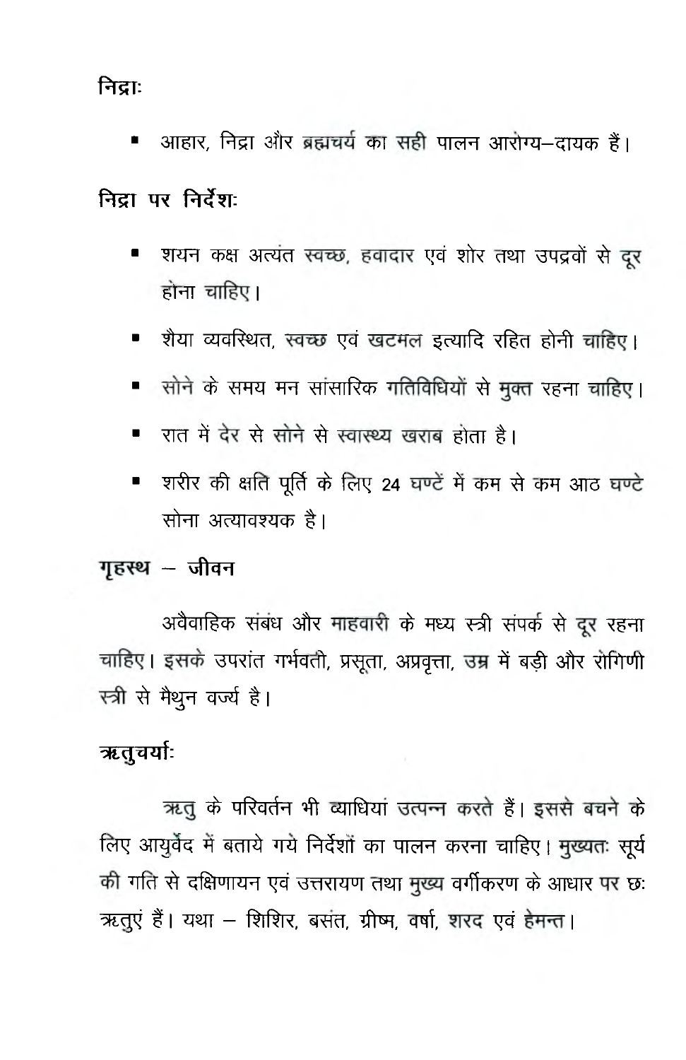**निद्राः**

- आहार, निद्रा और ब्रह्मचर्य का सही पालन आरोग्य–दायक हैं।

**निद्रा पर निर्देशः**

- शयन कक्ष अत्यंत स्वच्छ, हवादार एवं शोर तथा उपद्रवों से दूर होना चाहिए।
- शैया व्यवस्थित, स्वच्छ एवं खटमल इत्यादि रहित होनी चाहिए।
- सोने के समय मन सांसारिक गतिविधियों से मुक्त रहना चाहिए।
- रात में देर से सोने से स्वास्थ्य खराब होता है।
- शरीर की क्षति पूर्ति के लिए 24 घण्टें में कम से कम आठ घण्टे सोना अत्यावश्यक है।

**गृहस्थ – जीवन**

अवैवाहिक संबंध और माहवारी के मध्य स्त्री संपर्क से दूर रहना चाहिए। इसके उपरांत गर्भवती, प्रसूता, अप्रवृत्ता, उम्र में बड़ी और रोगिणी स्त्री से मैथुन वर्ज्य है।

**ऋतुचर्याः**

ऋतु के परिवर्तन भी व्याधियां उत्पन्न करते हैं। इससे बचने के लिए आयुर्वेद में बताये गये निर्देशों का पालन करना चाहिए। मुख्यतः सूर्य की गति से दक्षिणायन एवं उत्तरायण तथा मुख्य वर्गीकरण के आधार पर छः ऋतुएं हैं। यथा – शिशिर, बसंत, ग्रीष्म, वर्षा, शरद एवं हेमन्त।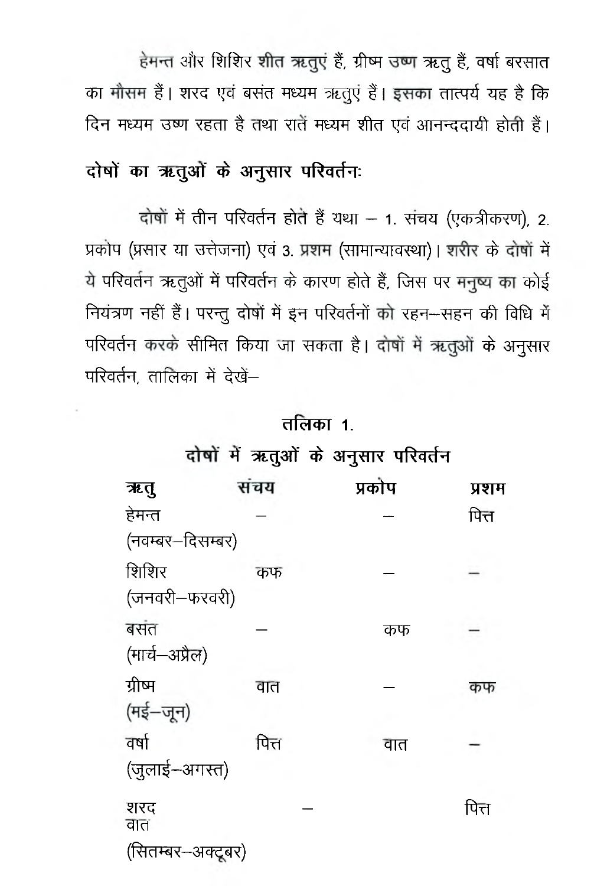हेमन्त और शिशिर शीत ऋतुएं हैं, ग्रीष्म उष्ण ऋतु हैं, वर्षा बरसात का मौसम हैं। शरद एवं बसंत मध्यम ऋतुएं हैं। इसका तात्पर्य यह है कि दिन मध्यम उष्ण रहता है तथा रातें मध्यम शीत एवं आनन्ददायी होती हैं।

## दोषों का ऋतुओं के अनुसार परिवर्तनः

दोषों में तीन परिवर्तन होते हैं यथा – 1. संचय (एकत्रीकरण), 2. प्रकोप (प्रसार या उत्तेजना) एवं 3. प्रशम (सामान्यावस्था)। शरीर के दोषों में ये परिवर्तन ऋतुओं में परिवर्तन के कारण होते हैं, जिस पर मनुष्य का कोई नियंत्रण नहीं हैं। परन्तु दोषों में इन परिवर्तनों को रहन–सहन की विधि में परिवर्तन करके सीमित किया जा सकता है। दोषों में ऋतुओं के अनुसार परिवर्तन, तालिका में देखें–

**तलिका 1.**

**दोषों में ऋतुओं के अनुसार परिवर्तन**

| ऋतु | संचय | प्रकोप | प्रशम |
|---|---|---|---|
| हेमन्त (नवम्बर–दिसम्बर) | – | – | पित्त |
| शिशिर (जनवरी–फरवरी) | कफ | – | – |
| बसंत (मार्च–अप्रैल) | – | कफ | – |
| ग्रीष्म (मई–जून) | वात | – | कफ |
| वर्षा (जुलाई–अगस्त) | पित्त | वात | – |
| शरद वात (सितम्बर–अक्टूबर) | – | | पित्त |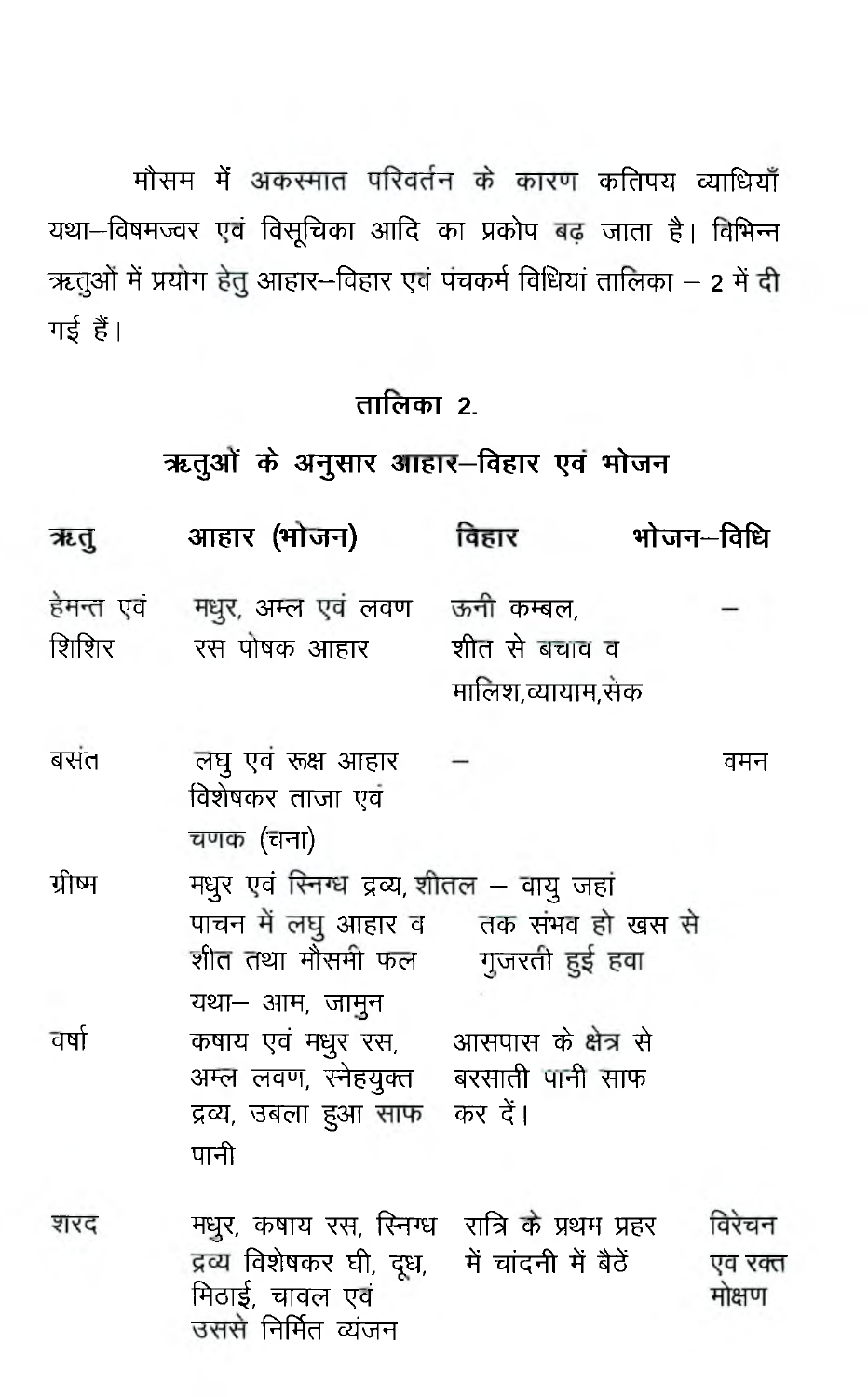मौसम में अकस्मात परिवर्तन के कारण कतिपय व्याधियाँ यथा–विषमज्वर एवं विसूचिका आदि का प्रकोप बढ़ जाता है। विभिन्न ऋतुओं में प्रयोग हेतु आहार–विहार एवं पंचकर्म विधियां तालिका – 2 में दी गई हैं।

## तालिका 2.

## ऋतुओं के अनुसार आहार–विहार एवं भोजन

| ऋतु | आहार (भोजन) | विहार | भोजन–विधि |
|---|---|---|---|
| हेमन्त एवं शिशिर | मधुर, अम्ल एवं लवण रस पोषक आहार | ऊनी कम्बल, शीत से बचाव व मालिश, व्यायाम, सेक | – |
| बसंत | लघु एवं रूक्ष आहार विशेषकर ताजा एवं चणक (चना) | – | वमन |
| ग्रीष्म | मधुर एवं स्निग्ध द्रव्य, पाचन में लघु आहार व शीत तथा मौसमी फल यथा– आम, जामुन | शीतल – वायु जहां तक संभव हो खस से गुजरती हुई हवा | |
| वर्षा | कषाय एवं मधुर रस, अम्ल लवण, स्नेहयुक्त द्रव्य, उबला हुआ साफ पानी | आसपास के क्षेत्र से बरसाती पानी साफ कर दें। | |
| शरद | मधुर, कषाय रस, स्निग्ध द्रव्य विशेषकर घी, दूध, मिठाई, चावल एवं उससे निर्मित व्यंजन | रात्रि के प्रथम प्रहर में चांदनी में बैठें | विरेचन एव रक्त मोक्षण |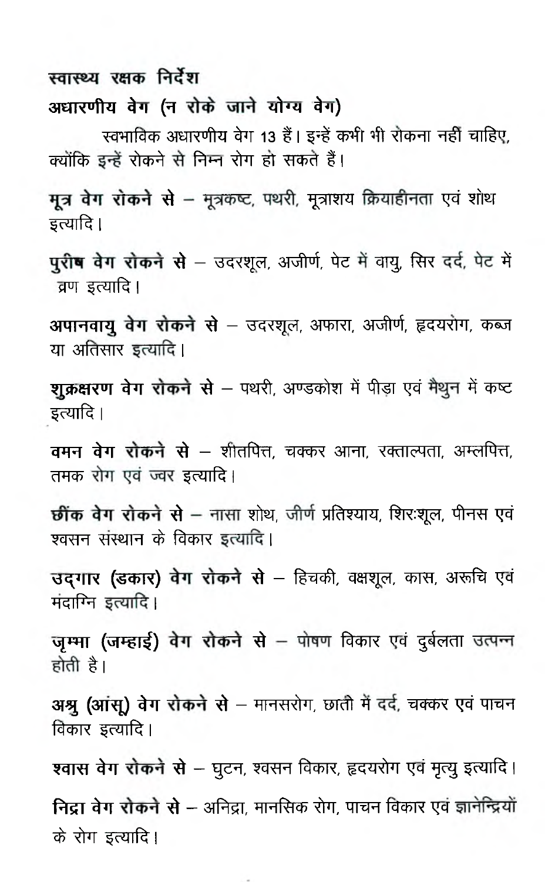## स्वास्थ्य रक्षक निर्देश

### अधारणीय वेग (न रोके जाने योग्य वेग)

स्वभाविक अधारणीय वेग 13 हैं। इन्हें कभी भी रोकना नहीं चाहिए, क्योंकि इन्हें रोकने से निम्न रोग हो सकते हैं।

**मूत्र वेग रोकने से** – मूत्रकष्ट, पथरी, मूत्राशय क्रियाहीनता एवं शोथ इत्यादि।

**पुरीष वेग रोकने से** – उदरशूल, अजीर्ण, पेट में वायु, सिर दर्द, पेट में व्रण इत्यादि।

**अपानवायु वेग रोकने से** – उदरशूल, अफारा, अजीर्ण, हृदयरोग, कब्ज या अतिसार इत्यादि।

**शुक्रक्षरण वेग रोकने से** – पथरी, अण्डकोश में पीड़ा एवं मैथुन में कष्ट इत्यादि।

**वमन वेग रोकने से** – शीतपित्त, चक्कर आना, रक्ताल्पता, अम्लपित्त, तमक रोग एवं ज्वर इत्यादि।

**छींक वेग रोकने से** – नासा शोथ, जीर्ण प्रतिश्याय, शिरःशूल, पीनस एवं श्वसन संस्थान के विकार इत्यादि।

**उद्‌गार (डकार) वेग रोकने से** – हिचकी, वक्षशूल, कास, अरूचि एवं मंदाग्नि इत्यादि।

**जृम्भा (जम्हाई) वेग रोकने से** – पोषण विकार एवं दुर्बलता उत्पन्न होती है।

**अश्रु (आंसू) वेग रोकने से** – मानसरोग, छाती में दर्द, चक्कर एवं पाचन विकार इत्यादि।

**श्वास वेग रोकने से** – घुटन, श्वसन विकार, हृदयरोग एवं मृत्यु इत्यादि।

**निद्रा वेग रोकने से** – अनिद्रा, मानसिक रोग, पाचन विकार एवं ज्ञानेन्द्रियों के रोग इत्यादि।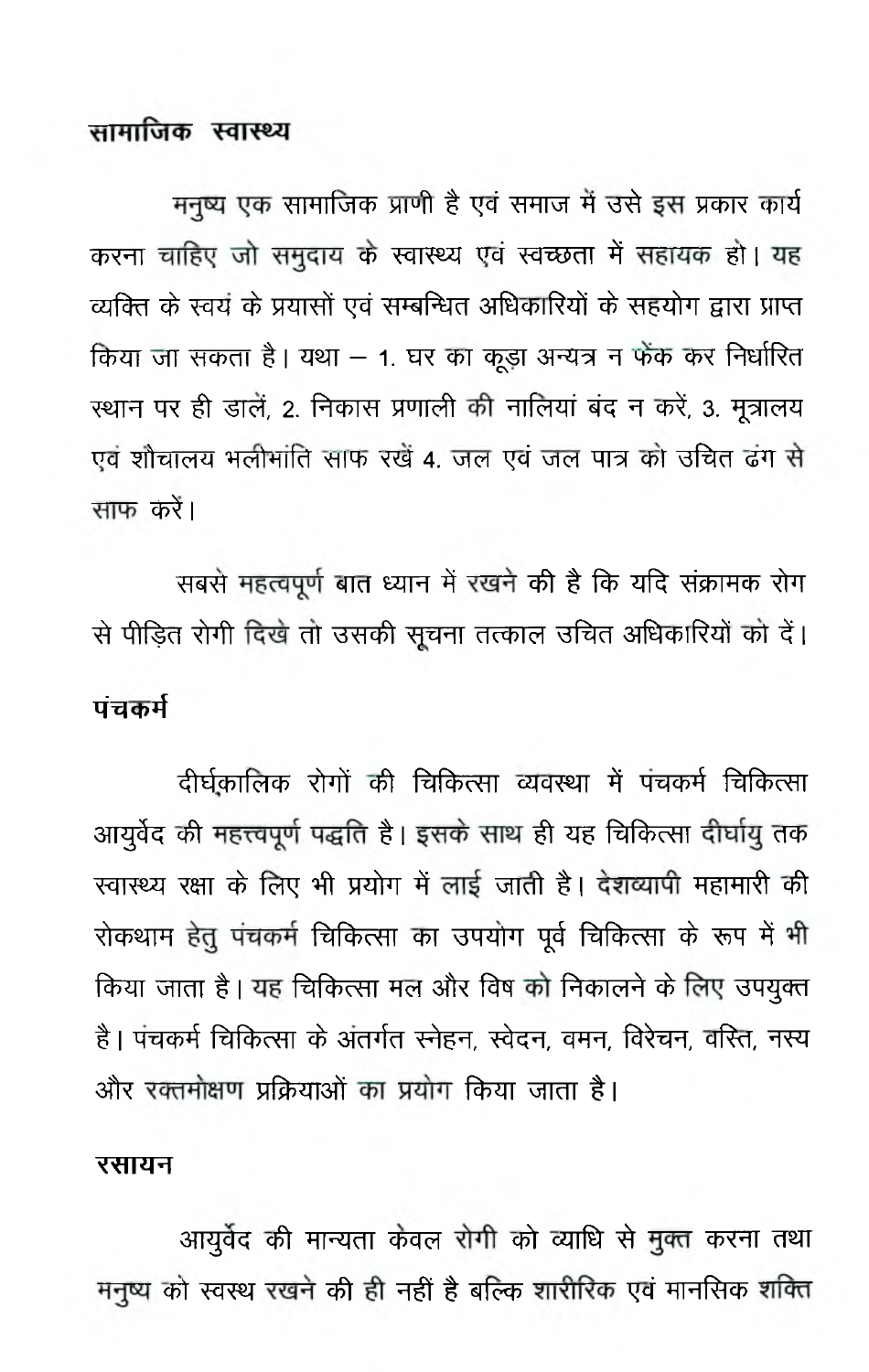## सामाजिक स्वास्थ्य

मनुष्य एक सामाजिक प्राणी है एवं समाज में उसे इस प्रकार कार्य करना चाहिए जो समुदाय के स्वास्थ्य एवं स्वच्छता में सहायक हो। यह व्यक्ति के स्वयं के प्रयासों एवं सम्बन्धित अधिकारियों के सहयोग द्वारा प्राप्त किया जा सकता है। यथा – 1. घर का कूड़ा अन्यत्र न फेंक कर निर्धारित स्थान पर ही डालें, 2. निकास प्रणाली की नालियां बंद न करें, 3. मूत्रालय एवं शौचालय भलीभांति साफ रखें 4. जल एवं जल पात्र को उचित ढंग से साफ करें।

सबसे महत्वपूर्ण बात ध्यान में रखने की है कि यदि संक्रामक रोग से पीड़ित रोगी दिखे तो उसकी सूचना तत्काल उचित अधिकारियों को दें।

## पंचकर्म

दीर्घकालिक रोगों की चिकित्सा व्यवस्था में पंचकर्म चिकित्सा आयुर्वेद की महत्त्वपूर्ण पद्धति है। इसके साथ ही यह चिकित्सा दीर्घायु तक स्वास्थ्य रक्षा के लिए भी प्रयोग में लाई जाती है। देशव्यापी महामारी की रोकथाम हेतु पंचकर्म चिकित्सा का उपयोग पूर्व चिकित्सा के रूप में भी किया जाता है। यह चिकित्सा मल और विष को निकालने के लिए उपयुक्त है। पंचकर्म चिकित्सा के अंतर्गत स्नेहन, स्वेदन, वमन, विरेचन, वस्ति, नस्य और रक्तमोक्षण प्रक्रियाओं का प्रयोग किया जाता है।

## रसायन

आयुर्वेद की मान्यता केवल रोगी को व्याधि से मुक्त करना तथा मनुष्य को स्वस्थ रखने की ही नहीं है बल्कि शारीरिक एवं मानसिक शक्ति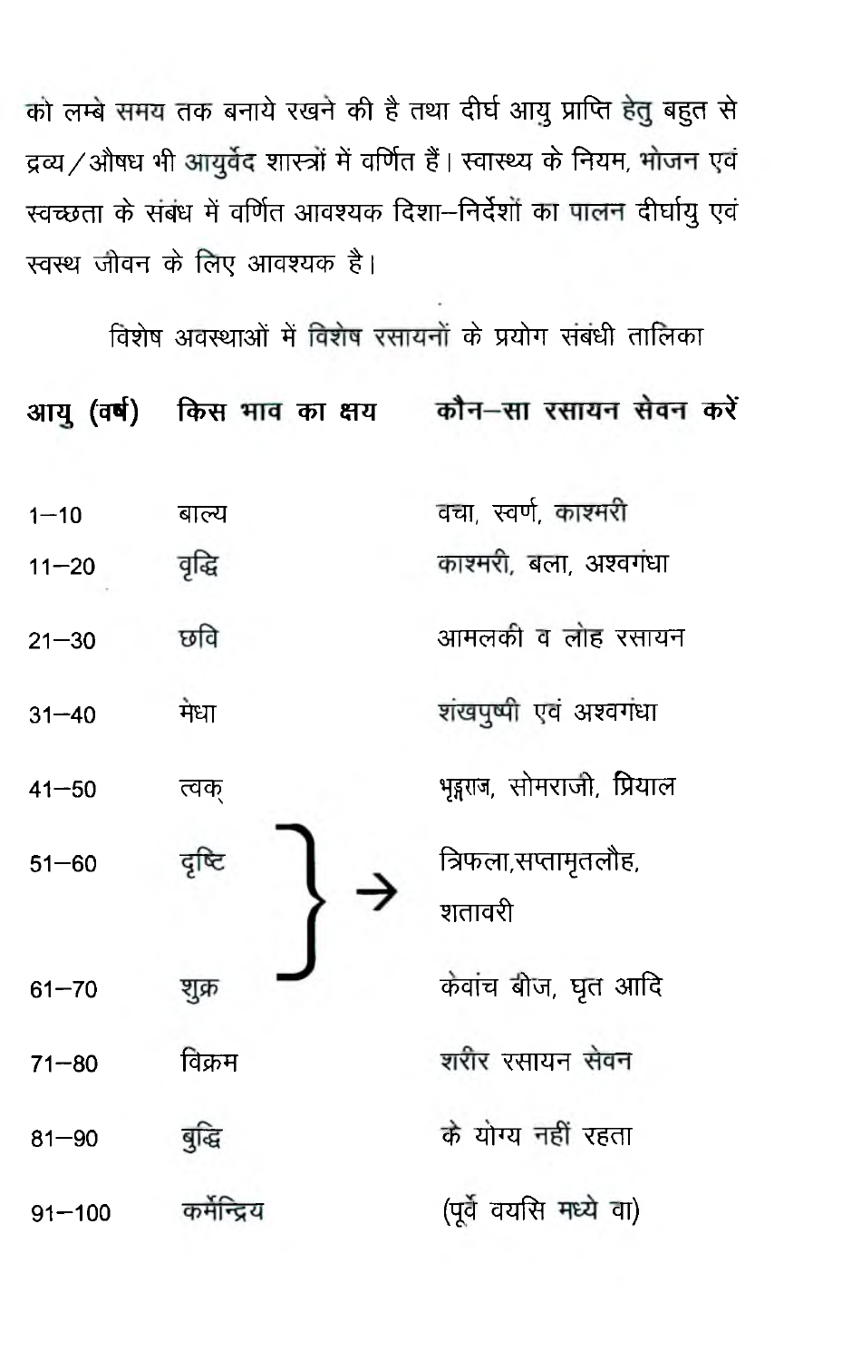को लम्बे समय तक बनाये रखने की है तथा दीर्घ आयु प्राप्ति हेतु बहुत से द्रव्य/औषध भी आयुर्वेद शास्त्रों में वर्णित हैं। स्वास्थ्य के नियम, भोजन एवं स्वच्छता के संबंध में वर्णित आवश्यक दिशा–निर्देशों का पालन दीर्घायु एवं स्वस्थ जीवन के लिए आवश्यक है।

विशेष अवस्थाओं में विशेष रसायनों के प्रयोग संबंधी तालिका

| आयु (वर्ष) | किस भाव का क्षय | कौन–सा रसायन सेवन करें |
|---|---|---|
| 1–10 | बाल्य | वचा, स्वर्ण, काश्मरी |
| 11–20 | वृद्धि | काश्मरी, बला, अश्वगंधा |
| 21–30 | छवि | आमलकी व लोह रसायन |
| 31–40 | मेधा | शंखपुष्पी एवं अश्वगंधा |
| 41–50 | त्वक् | भृङ्गराज, सोमराजी, प्रियाल |
| 51–60 | दृष्टि } → | त्रिफला,सप्तामृतलौह, शतावरी |
| 61–70 | शुक्र | केवांच बीज, घृत आदि |
| 71–80 | विक्रम | शरीर रसायन सेवन |
| 81–90 | बुद्धि | के योग्य नहीं रहता |
| 91–100 | कर्मेन्द्रिय | (पूर्वे वयसि मध्ये वा) |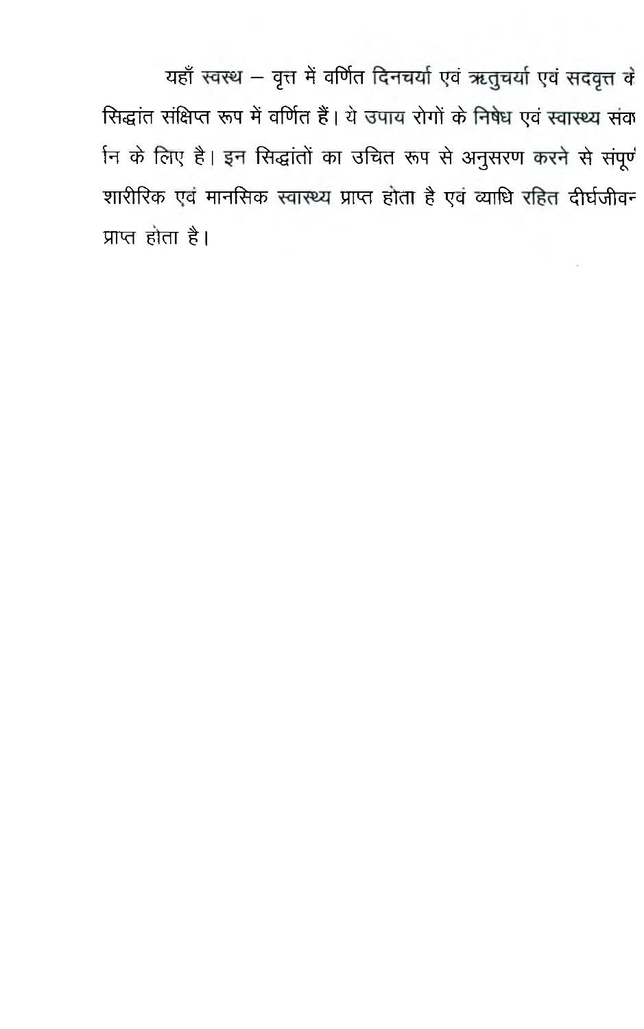यहाँ स्वस्थ – वृत्त में वर्णित दिनचर्या एवं ऋतुचर्या एवं सदवृत्त के सिद्धांत संक्षिप्त रूप में वर्णित हैं। ये उपाय रोगों के निषेध एवं स्वास्थ्य संव र्धन के लिए है। इन सिद्धांतों का उचित रूप से अनुसरण करने से संपूर्ण शारीरिक एवं मानसिक स्वास्थ्य प्राप्त होता है एवं व्याधि रहित दीर्घजीवन प्राप्त होता है।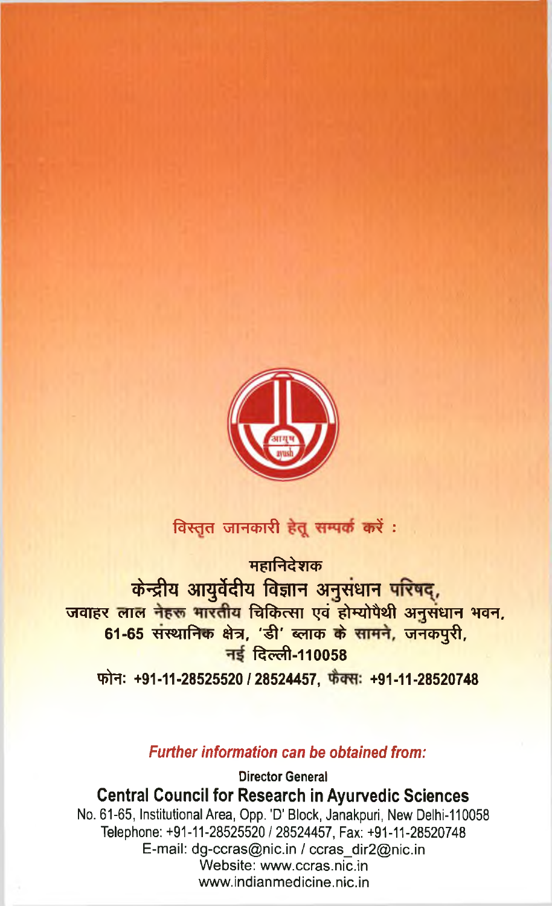विस्तृत जानकारी हेतू सम्पर्क करें :

महानिदेशक
केन्द्रीय आयुर्वेदीय विज्ञान अनुसंधान परिषद्,
जवाहर लाल नेहरू भारतीय चिकित्सा एवं होम्योपैथी अनुसंधान भवन,
61-65 संस्थानिक क्षेत्र, 'डी' ब्लाक के सामने, जनकपुरी,
नई दिल्ली-110058
फोनः +91-11-28525520 / 28524457, फैक्सः +91-11-28520748

*Further information can be obtained from:*

**Director General**
**Central Council for Research in Ayurvedic Sciences**
No. 61-65, Institutional Area, Opp. 'D' Block, Janakpuri, New Delhi-110058
Telephone: +91-11-28525520 / 28524457, Fax: +91-11-28520748
E-mail: dg-ccras@nic.in / ccras_dir2@nic.in
Website: www.ccras.nic.in
www.indianmedicine.nic.in